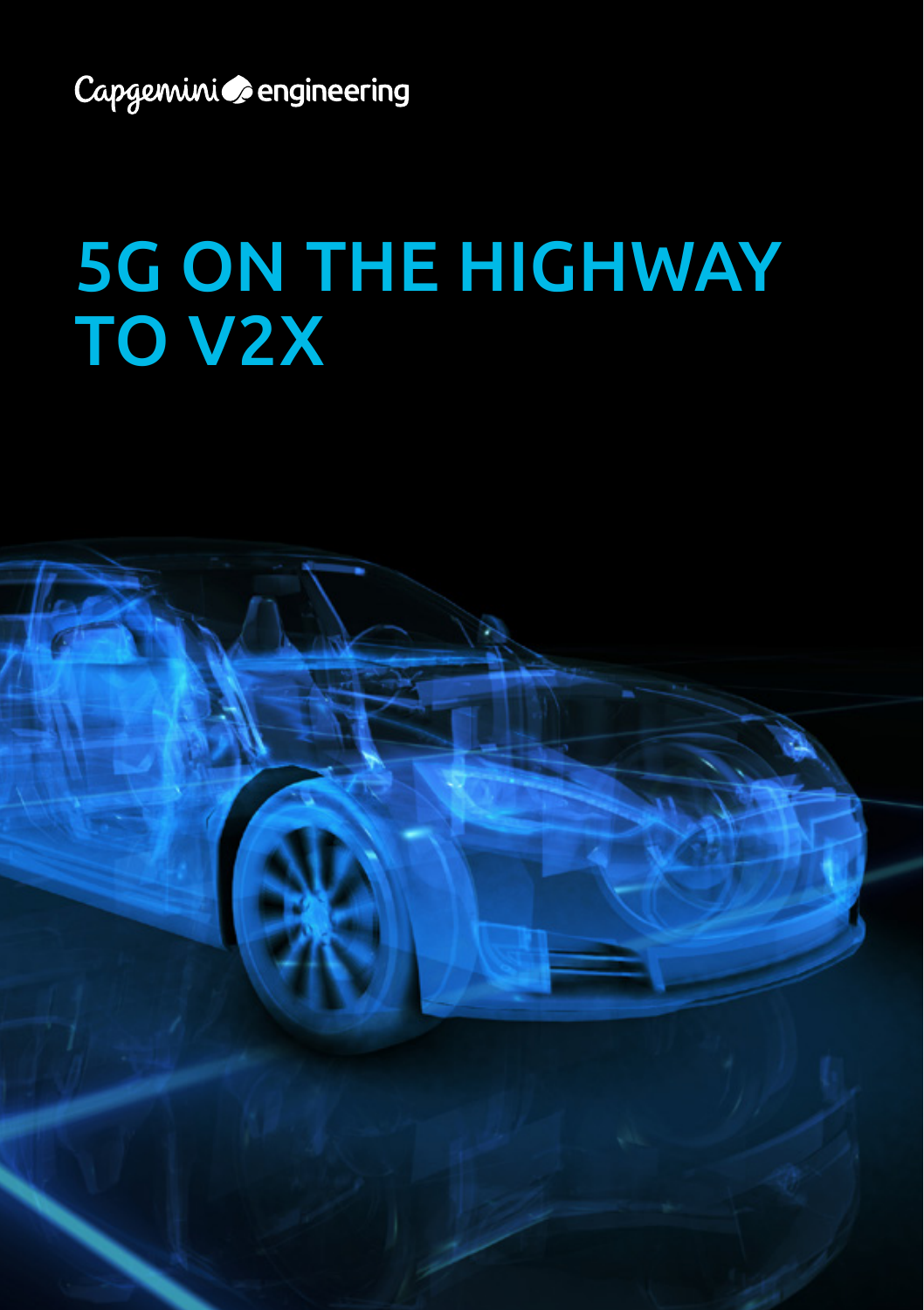Capgemini engineering

# 5G ON THE HIGHWAY TO V2X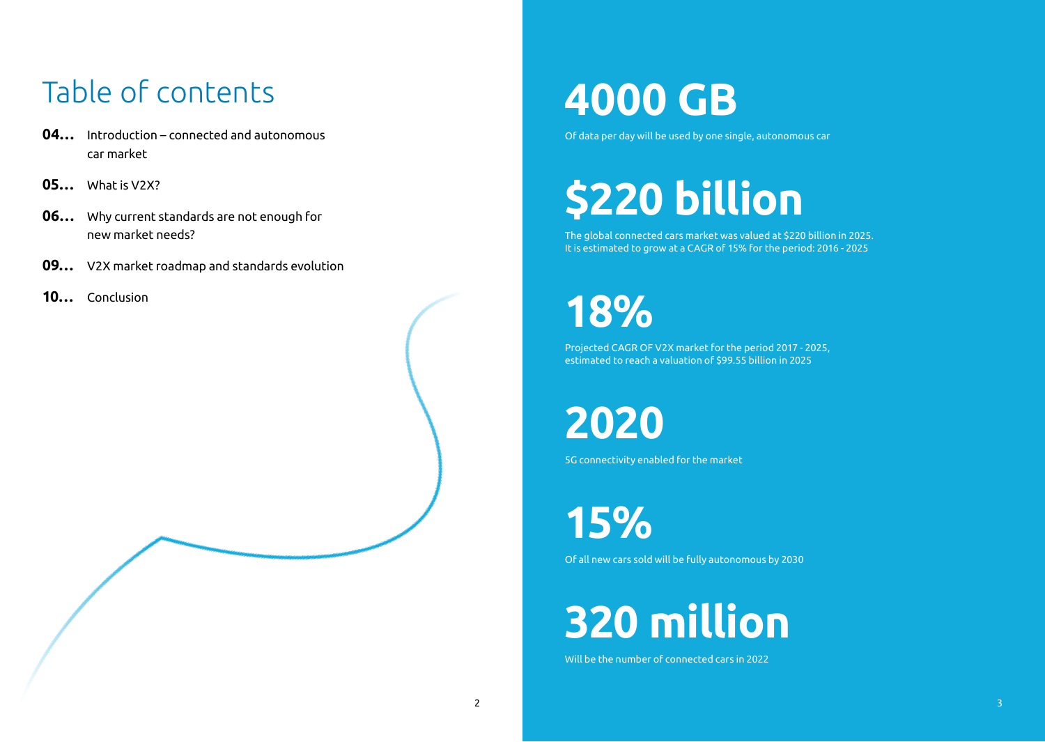# Table of contents

**04...** Introduction – connected and autonomous car market

**05...** What is V2X?

**06...** Why current standards are not enough for new market needs?

**09...** V2X market roadmap and standards evolution

**10...** Conclusion

# 4000 GB

Of data per day will be used by one single, autonomous car

# $220 billion

The global connected cars market was valued at $220 billion in 2025. It is estimated to grow at a CAGR of 15% for the period: 2016 - 2025

# 18%

Projected CAGR OF V2X market for the period 2017 - 2025, estimated to reach a valuation of $99.55 billion in 2025

# 2020

5G connectivity enabled for the market

# 15%

Of all new cars sold will be fully autonomous by 2030

# 320 million

Will be the number of connected cars in 2022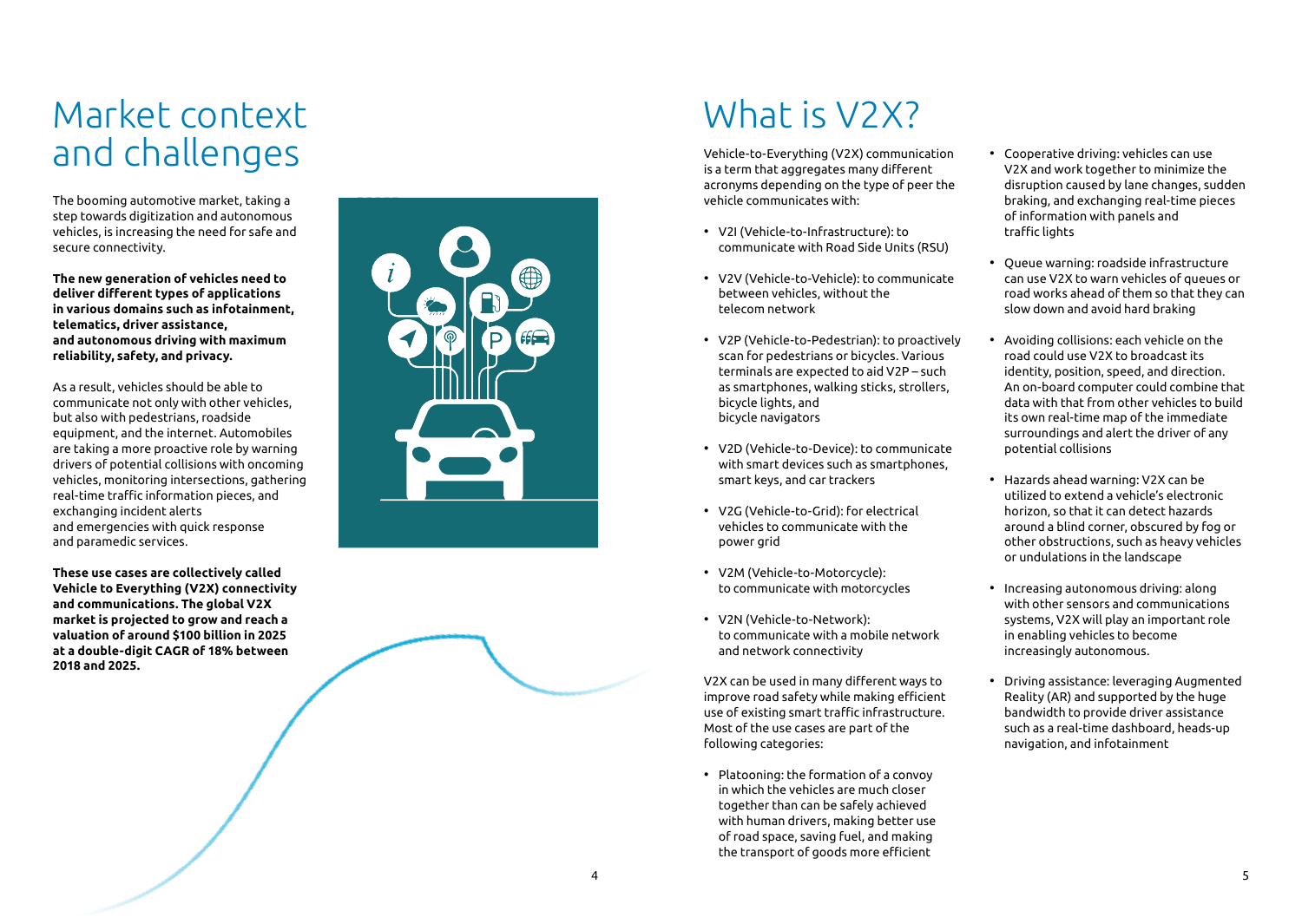# Market context and challenges

The booming automotive market, taking a step towards digitization and autonomous vehicles, is increasing the need for safe and secure connectivity.

**The new generation of vehicles need to deliver different types of applications in various domains such as infotainment, telematics, driver assistance, and autonomous driving with maximum reliability, safety, and privacy.**

As a result, vehicles should be able to communicate not only with other vehicles, but also with pedestrians, roadside equipment, and the internet. Automobiles are taking a more proactive role by warning drivers of potential collisions with oncoming vehicles, monitoring intersections, gathering real-time traffic information pieces, and exchanging incident alerts and emergencies with quick response and paramedic services.

**These use cases are collectively called Vehicle to Everything (V2X) connectivity and communications. The global V2X market is projected to grow and reach a valuation of around $100 billion in 2025 at a double-digit CAGR of 18% between 2018 and 2025.**

# What is V2X?

Vehicle-to-Everything (V2X) communication is a term that aggregates many different acronyms depending on the type of peer the vehicle communicates with:

- V2I (Vehicle-to-Infrastructure): to communicate with Road Side Units (RSU)
- V2V (Vehicle-to-Vehicle): to communicate between vehicles, without the telecom network
- V2P (Vehicle-to-Pedestrian): to proactively scan for pedestrians or bicycles. Various terminals are expected to aid V2P – such as smartphones, walking sticks, strollers, bicycle lights, and bicycle navigators
- V2D (Vehicle-to-Device): to communicate with smart devices such as smartphones, smart keys, and car trackers
- V2G (Vehicle-to-Grid): for electrical vehicles to communicate with the power grid
- V2M (Vehicle-to-Motorcycle): to communicate with motorcycles
- V2N (Vehicle-to-Network): to communicate with a mobile network and network connectivity

V2X can be used in many different ways to improve road safety while making efficient use of existing smart traffic infrastructure. Most of the use cases are part of the following categories:

- Platooning: the formation of a convoy in which the vehicles are much closer together than can be safely achieved with human drivers, making better use of road space, saving fuel, and making the transport of goods more efficient
- Cooperative driving: vehicles can use V2X and work together to minimize the disruption caused by lane changes, sudden braking, and exchanging real-time pieces of information with panels and traffic lights
- Queue warning: roadside infrastructure can use V2X to warn vehicles of queues or road works ahead of them so that they can slow down and avoid hard braking
- Avoiding collisions: each vehicle on the road could use V2X to broadcast its identity, position, speed, and direction. An on-board computer could combine that data with that from other vehicles to build its own real-time map of the immediate surroundings and alert the driver of any potential collisions
- Hazards ahead warning: V2X can be utilized to extend a vehicle's electronic horizon, so that it can detect hazards around a blind corner, obscured by fog or other obstructions, such as heavy vehicles or undulations in the landscape
- Increasing autonomous driving: along with other sensors and communications systems, V2X will play an important role in enabling vehicles to become increasingly autonomous.
- Driving assistance: leveraging Augmented Reality (AR) and supported by the huge bandwidth to provide driver assistance such as a real-time dashboard, heads-up navigation, and infotainment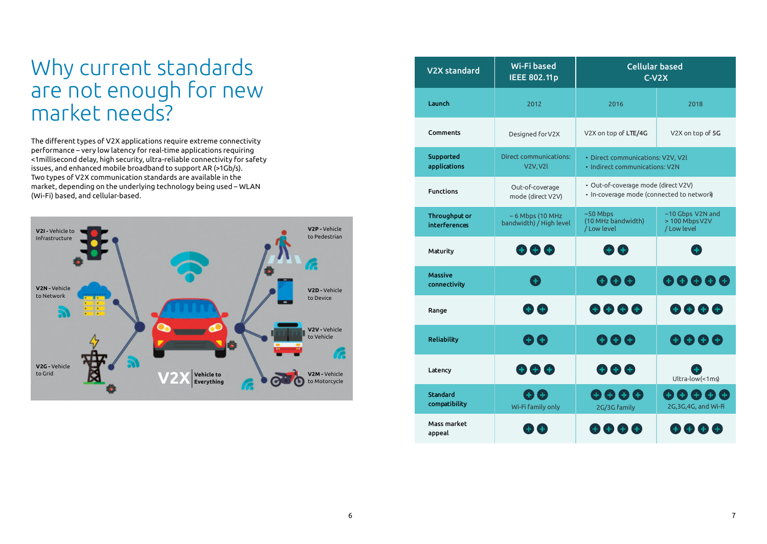# Why current standards are not enough for new market needs?

The different types of V2X applications require extreme connectivity performance – very low latency for real-time applications requiring <1millisecond delay, high security, ultra-reliable connectivity for safety issues, and enhanced mobile broadband to support AR (>1Gb/s). Two types of V2X communication standards are available in the market, depending on the underlying technology being used – WLAN (Wi-Fi) based, and cellular-based.

V2I - Vehicle to Infrastructure

V2N - Vehicle to Network

V2G - Vehicle to Grid

V2P - Vehicle to Pedestrian

V2D - Vehicle to Device

V2V - Vehicle to Vehicle

V2M - Vehicle to Motorcycle

V2X Vehicle to Everything

| V2X standard | Wi-Fi based IEEE 802.11p | Cellular based C-V2X | |
|---|---|---|---|
| Launch | 2012 | 2016 | 2018 |
| Comments | Designed for V2X | V2X on top of **LTE/4G** | V2X on top of **5G** |
| Supported applications | Direct communications: V2V, V2I | • Direct communications: V2V, V2I<br>• Indirect communications: V2N | |
| Functions | Out-of-coverage mode (direct V2V) | • Out-of-coverage mode (direct V2V)<br>• In-coverage mode (connected to network) | |
| Throughput or interferences | ~ 6 Mbps (10 MHz bandwidth) / High level | ~50 Mbps (10 MHz bandwidth) / Low level | ~10 Gbps V2N and > 100 Mbps V2V / Low level |
| Maturity | +++ | ++ | + |
| Massive connectivity | + | +++ | +++++ |
| Range | ++ | ++++ | ++++ |
| Reliability | ++ | +++ | ++++ |
| Latency | +++ | +++ | + Ultra-low(<1ms) |
| Standard compatibility | ++ Wi-Fi family only | ++++ 2G/3G family | +++++ 2G,3G,4G, and Wi-Fi |
| Mass market appeal | ++ | ++++ | ++++ |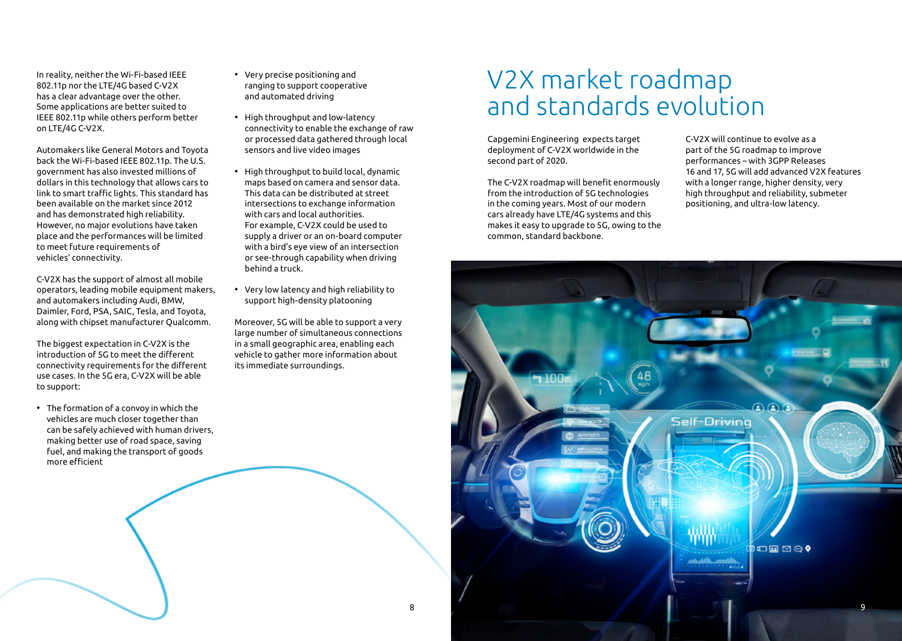In reality, neither the Wi-Fi-based IEEE 802.11p nor the LTE/4G based C-V2X has a clear advantage over the other. Some applications are better suited to IEEE 802.11p while others perform better on LTE/4G C-V2X.

Automakers like General Motors and Toyota back the Wi-Fi-based IEEE 802.11p. The U.S. government has also invested millions of dollars in this technology that allows cars to link to smart traffic lights. This standard has been available on the market since 2012 and has demonstrated high reliability. However, no major evolutions have taken place and the performances will be limited to meet future requirements of vehicles' connectivity.

C-V2X has the support of almost all mobile operators, leading mobile equipment makers, and automakers including Audi, BMW, Daimler, Ford, PSA, SAIC, Tesla, and Toyota, along with chipset manufacturer Qualcomm.

The biggest expectation in C-V2X is the introduction of 5G to meet the different connectivity requirements for the different use cases. In the 5G era, C-V2X will be able to support:

- The formation of a convoy in which the vehicles are much closer together than can be safely achieved with human drivers, making better use of road space, saving fuel, and making the transport of goods more efficient
- Very precise positioning and ranging to support cooperative and automated driving
- High throughput and low-latency connectivity to enable the exchange of raw or processed data gathered through local sensors and live video images
- High throughput to build local, dynamic maps based on camera and sensor data. This data can be distributed at street intersections to exchange information with cars and local authorities. For example, C-V2X could be used to supply a driver or an on-board computer with a bird's eye view of an intersection or see-through capability when driving behind a truck.
- Very low latency and high reliability to support high-density platooning

Moreover, 5G will be able to support a very large number of simultaneous connections in a small geographic area, enabling each vehicle to gather more information about its immediate surroundings.

# V2X market roadmap and standards evolution

Capgemini Engineering expects target deployment of C-V2X worldwide in the second part of 2020.

The C-V2X roadmap will benefit enormously from the introduction of 5G technologies in the coming years. Most of our modern cars already have LTE/4G systems and this makes it easy to upgrade to 5G, owing to the common, standard backbone.

C-V2X will continue to evolve as a part of the 5G roadmap to improve performances – with 3GPP Releases 16 and 17, 5G will add advanced V2X features with a longer range, higher density, very high throughput and reliability, submeter positioning, and ultra-low latency.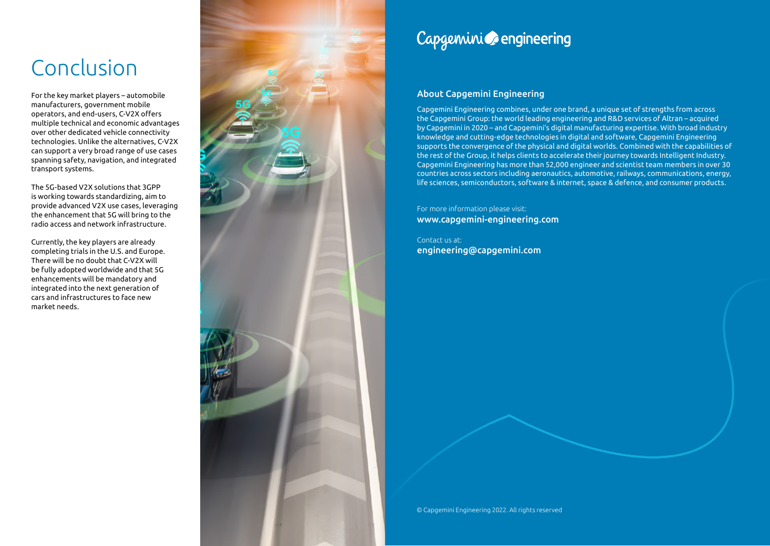# Conclusion

For the key market players – automobile manufacturers, government mobile operators, and end-users, C-V2X offers multiple technical and economic advantages over other dedicated vehicle connectivity technologies. Unlike the alternatives, C-V2X can support a very broad range of use cases spanning safety, navigation, and integrated transport systems.

The 5G-based V2X solutions that 3GPP is working towards standardizing, aim to provide advanced V2X use cases, leveraging the enhancement that 5G will bring to the radio access and network infrastructure.

Currently, the key players are already completing trials in the U.S. and Europe. There will be no doubt that C-V2X will be fully adopted worldwide and that 5G enhancements will be mandatory and integrated into the next generation of cars and infrastructures to face new market needs.

Capgemini engineering

## About Capgemini Engineering

Capgemini Engineering combines, under one brand, a unique set of strengths from across the Capgemini Group: the world leading engineering and R&D services of Altran – acquired by Capgemini in 2020 – and Capgemini's digital manufacturing expertise. With broad industry knowledge and cutting-edge technologies in digital and software, Capgemini Engineering supports the convergence of the physical and digital worlds. Combined with the capabilities of the rest of the Group, it helps clients to accelerate their journey towards Intelligent Industry. Capgemini Engineering has more than 52,000 engineer and scientist team members in over 30 countries across sectors including aeronautics, automotive, railways, communications, energy, life sciences, semiconductors, software & internet, space & defence, and consumer products.

For more information please visit:
**www.capgemini-engineering.com**

Contact us at:
**engineering@capgemini.com**

© Capgemini Engineering 2022. All rights reserved